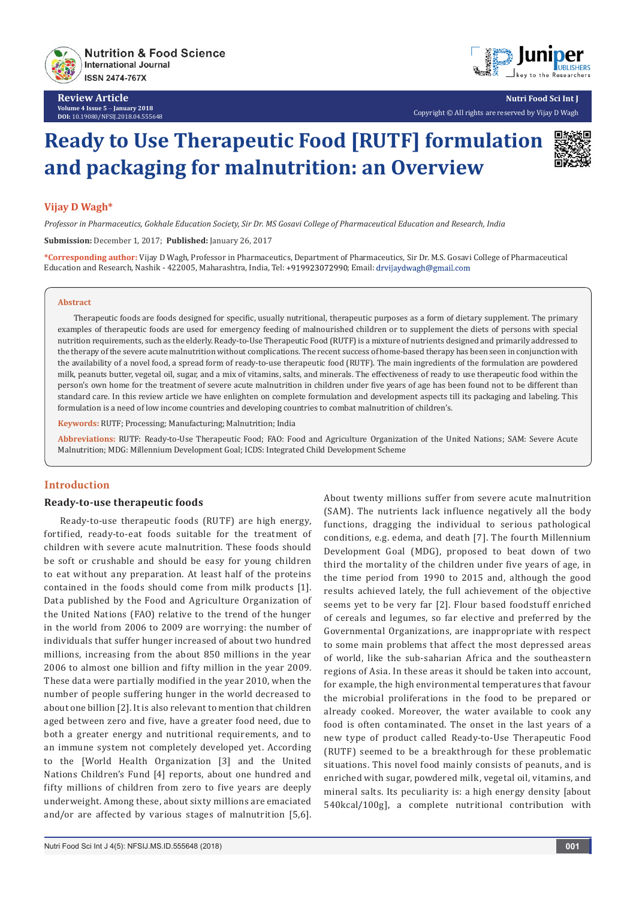Review Article

# Ready to Use Therapeutic Food [RUTF] formulation and packaging for malnutrition: an Overview

**Vijay D Wagh***

*Professor in Pharmaceutics, Gokhale Education Society, Sir Dr. MS Gosavi College of Pharmaceutical Education and Research, India*

**Submission:** December 1, 2017; **Published:** January 26, 2017

***Corresponding author:** Vijay D Wagh, Professor in Pharmaceutics, Department of Pharmaceutics, Sir Dr. M.S. Gosavi College of Pharmaceutical Education and Research, Nashik - 422005, Maharashtra, India, Tel: +919923072990; Email: drvijaydwagh@gmail.com

## Abstract

Therapeutic foods are foods designed for specific, usually nutritional, therapeutic purposes as a form of dietary supplement. The primary examples of therapeutic foods are used for emergency feeding of malnourished children or to supplement the diets of persons with special nutrition requirements, such as the elderly. Ready-to-Use Therapeutic Food (RUTF) is a mixture of nutrients designed and primarily addressed to the therapy of the severe acute malnutrition without complications. The recent success of home-based therapy has been seen in conjunction with the availability of a novel food, a spread form of ready-to-use therapeutic food (RUTF). The main ingredients of the formulation are powdered milk, peanuts butter, vegetal oil, sugar, and a mix of vitamins, salts, and minerals. The effectiveness of ready to use therapeutic food within the person's own home for the treatment of severe acute malnutrition in children under five years of age has been found not to be different than standard care. In this review article we have enlighten on complete formulation and development aspects till its packaging and labeling. This formulation is a need of low income countries and developing countries to combat malnutrition of children's.

**Keywords:** RUTF; Processing; Manufacturing; Malnutrition; India

**Abbreviations:** RUTF: Ready-to-Use Therapeutic Food; FAO: Food and Agriculture Organization of the United Nations; SAM: Severe Acute Malnutrition; MDG: Millennium Development Goal; ICDS: Integrated Child Development Scheme

## Introduction

### Ready-to-use therapeutic foods

Ready-to-use therapeutic foods (RUTF) are high energy, fortified, ready-to-eat foods suitable for the treatment of children with severe acute malnutrition. These foods should be soft or crushable and should be easy for young children to eat without any preparation. At least half of the proteins contained in the foods should come from milk products [1]. Data published by the Food and Agriculture Organization of the United Nations (FAO) relative to the trend of the hunger in the world from 2006 to 2009 are worrying: the number of individuals that suffer hunger increased of about two hundred millions, increasing from the about 850 millions in the year 2006 to almost one billion and fifty million in the year 2009. These data were partially modified in the year 2010, when the number of people suffering hunger in the world decreased to about one billion [2]. It is also relevant to mention that children aged between zero and five, have a greater food need, due to both a greater energy and nutritional requirements, and to an immune system not completely developed yet. According to the [World Health Organization [3] and the United Nations Children's Fund [4] reports, about one hundred and fifty millions of children from zero to five years are deeply underweight. Among these, about sixty millions are emaciated and/or are affected by various stages of malnutrition [5,6]. About twenty millions suffer from severe acute malnutrition (SAM). The nutrients lack influence negatively all the body functions, dragging the individual to serious pathological conditions, e.g. edema, and death [7]. The fourth Millennium Development Goal (MDG), proposed to beat down of two third the mortality of the children under five years of age, in the time period from 1990 to 2015 and, although the good results achieved lately, the full achievement of the objective seems yet to be very far [2]. Flour based foodstuff enriched of cereals and legumes, so far elective and preferred by the Governmental Organizations, are inappropriate with respect to some main problems that affect the most depressed areas of world, like the sub-saharian Africa and the southeastern regions of Asia. In these areas it should be taken into account, for example, the high environmental temperatures that favour the microbial proliferations in the food to be prepared or already cooked. Moreover, the water available to cook any food is often contaminated. The onset in the last years of a new type of product called Ready-to-Use Therapeutic Food (RUTF) seemed to be a breakthrough for these problematic situations. This novel food mainly consists of peanuts, and is enriched with sugar, powdered milk, vegetal oil, vitamins, and mineral salts. Its peculiarity is: a high energy density [about 540kcal/100g], a complete nutritional contribution with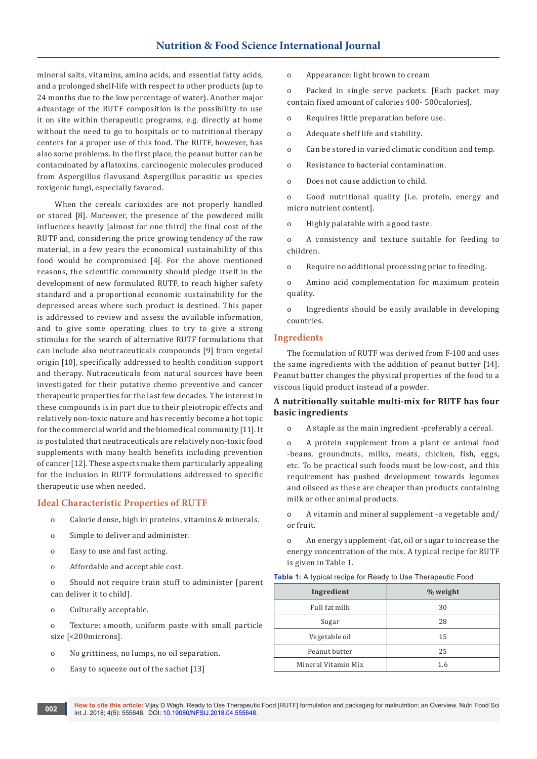mineral salts, vitamins, amino acids, and essential fatty acids, and a prolonged shelf-life with respect to other products (up to 24 months due to the low percentage of water). Another major advantage of the RUTF composition is the possibility to use it on site within therapeutic programs, e.g. directly at home without the need to go to hospitals or to nutritional therapy centers for a proper use of this food. The RUTF, however, has also some problems. In the first place, the peanut butter can be contaminated by aflatoxins, carcinogenic molecules produced from Aspergillus flavusand Aspergillus parasitic us species toxigenic fungi, especially favored.

When the cereals carioxides are not properly handled or stored [8]. Moreover, the presence of the powdered milk influences heavily [almost for one third] the final cost of the RUTF and, considering the price growing tendency of the raw material, in a few years the economical sustainability of this food would be compromised [4]. For the above mentioned reasons, the scientific community should pledge itself in the development of new formulated RUTF, to reach higher safety standard and a proportional economic sustainability for the depressed areas where such product is destined. This paper is addressed to review and assess the available information, and to give some operating clues to try to give a strong stimulus for the search of alternative RUTF formulations that can include also neutraceuticals compounds [9] from vegetal origin [10], specifically addressed to health condition support and therapy. Nutraceuticals from natural sources have been investigated for their putative chemo preventive and cancer therapeutic properties for the last few decades. The interest in these compounds is in part due to their pleiotropic effects and relatively non-toxic nature and has recently become a hot topic for the commercial world and the biomedical community [11]. It is postulated that neutraceuticals are relatively non-toxic food supplements with many health benefits including prevention of cancer [12]. These aspects make them particularly appealing for the inclusion in RUTF formulations addressed to specific therapeutic use when needed.

## Ideal Characteristic Properties of RUTF

- Calorie dense, high in proteins, vitamins & minerals.
- Simple to deliver and administer.
- Easy to use and fast acting.
- Affordable and acceptable cost.
- Should not require train stuff to administer [parent can deliver it to child].
- Culturally acceptable.
- Texture: smooth, uniform paste with small particle size [<200microns].
- No grittiness, no lumps, no oil separation.
- Easy to squeeze out of the sachet [13]
- Appearance: light brown to cream
- Packed in single serve packets. [Each packet may contain fixed amount of calories 400- 500calories].
- Requires little preparation before use.
- Adequate shelf life and stability.
- Can be stored in varied climatic condition and temp.
- Resistance to bacterial contamination.
- Does not cause addiction to child.
- Good nutritional quality [i.e. protein, energy and micro nutrient content].
- Highly palatable with a good taste.
- A consistency and texture suitable for feeding to children.
- Require no additional processing prior to feeding.
- Amino acid complementation for maximum protein quality.
- Ingredients should be easily available in developing countries.

## Ingredients

The formulation of RUTF was derived from F-100 and uses the same ingredients with the addition of peanut butter [14]. Peanut butter changes the physical properties of the food to a viscous liquid product instead of a powder.

### A nutritionally suitable multi-mix for RUTF has four basic ingredients

- A staple as the main ingredient -preferably a cereal.
- A protein supplement from a plant or animal food -beans, groundnuts, milks, meats, chicken, fish, eggs, etc. To be practical such foods must be low-cost, and this requirement has pushed development towards legumes and oilseed as these are cheaper than products containing milk or other animal products.
- A vitamin and mineral supplement -a vegetable and/or fruit.
- An energy supplement -fat, oil or sugar to increase the energy concentration of the mix. A typical recipe for RUTF is given in Table 1.

**Table 1:** A typical recipe for Ready to Use Therapeutic Food

| Ingredient | % weight |
|---|---|
| Full fat milk | 30 |
| Sugar | 28 |
| Vegetable oil | 15 |
| Peanut butter | 25 |
| Mineral Vitamin Mix | 1.6 |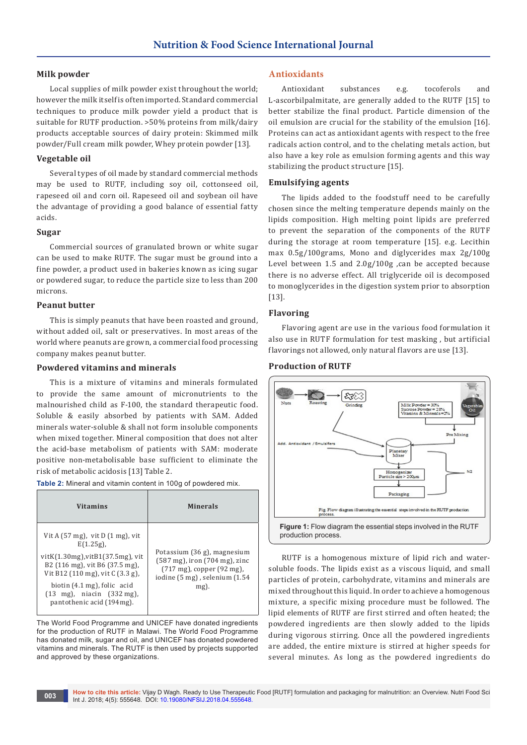### Milk powder

Local supplies of milk powder exist throughout the world; however the milk itself is often imported. Standard commercial techniques to produce milk powder yield a product that is suitable for RUTF production. >50% proteins from milk/dairy products acceptable sources of dairy protein: Skimmed milk powder/Full cream milk powder, Whey protein powder [13].

### Vegetable oil

Several types of oil made by standard commercial methods may be used to RUTF, including soy oil, cottonseed oil, rapeseed oil and corn oil. Rapeseed oil and soybean oil have the advantage of providing a good balance of essential fatty acids.

### Sugar

Commercial sources of granulated brown or white sugar can be used to make RUTF. The sugar must be ground into a fine powder, a product used in bakeries known as icing sugar or powdered sugar, to reduce the particle size to less than 200 microns.

### Peanut butter

This is simply peanuts that have been roasted and ground, without added oil, salt or preservatives. In most areas of the world where peanuts are grown, a commercial food processing company makes peanut butter.

### Powdered vitamins and minerals

This is a mixture of vitamins and minerals formulated to provide the same amount of micronutrients to the malnourished child as F-100, the standard therapeutic food. Soluble & easily absorbed by patients with SAM. Added minerals water-soluble & shall not form insoluble components when mixed together. Mineral composition that does not alter the acid-base metabolism of patients with SAM: moderate positive non-metabolisable base sufficient to eliminate the risk of metabolic acidosis [13] Table 2.

**Table 2:** Mineral and vitamin content in 100g of powdered mix.

| Vitamins | Minerals |
|---|---|
| Vit A (57 mg), vit D (1 mg), vit E(1.25g), vitK(1.30mg),vitB1(37.5mg), vit B2 (116 mg), vit B6 (37.5 mg), Vit B12 (110 mg), vit C (3.3 g), biotin (4.1 mg), folic acid (13 mg), niacin (332 mg), pantothenic acid (194mg). | Potassium (36 g), magnesium (587 mg), iron (704 mg), zinc (717 mg), copper (92 mg), iodine (5 mg) , selenium (1.54 mg). |

The World Food Programme and UNICEF have donated ingredients for the production of RUTF in Malawi. The World Food Programme has donated milk, sugar and oil, and UNICEF has donated powdered vitamins and minerals. The RUTF is then used by projects supported and approved by these organizations.

### Antioxidants

Antioxidant substances e.g. tocoferols and L-ascorbilpalmitate, are generally added to the RUTF [15] to better stabilize the final product. Particle dimension of the oil emulsion are crucial for the stability of the emulsion [16]. Proteins can act as antioxidant agents with respect to the free radicals action control, and to the chelating metals action, but also have a key role as emulsion forming agents and this way stabilizing the product structure [15].

### Emulsifying agents

The lipids added to the foodstuff need to be carefully chosen since the melting temperature depends mainly on the lipids composition. High melting point lipids are preferred to prevent the separation of the components of the RUTF during the storage at room temperature [15]. e.g. Lecithin max 0.5g/100grams, Mono and diglycerides max 2g/100g Level between 1.5 and 2.0g/100g ,can be accepted because there is no adverse effect. All triglyceride oil is decomposed to monoglycerides in the digestion system prior to absorption [13].

### Flavoring

Flavoring agent are use in the various food formulation it also use in RUTF formulation for test masking , but artificial flavorings not allowed, only natural flavors are use [13].

### Production of RUTF

Nuts → Roasting → Grinding; Milk Powder = 30%, Sucrose Powder = 28%, Vitamins & Minerals = 2%; Vegetable Oil; Pre Mixing; Add. Antioxidant / Emulsifiers; Planetary Mixer; Homogenizer Particle size > 200µm; N2; Packaging

Fig. Flow diagram illustrating the essential steps involved in the RUTF production process.

**Figure 1:** Flow diagram the essential steps involved in the RUTF production process.

RUTF is a homogenous mixture of lipid rich and water-soluble foods. The lipids exist as a viscous liquid, and small particles of protein, carbohydrate, vitamins and minerals are mixed throughout this liquid. In order to achieve a homogenous mixture, a specific mixing procedure must be followed. The lipid elements of RUTF are first stirred and often heated; the powdered ingredients are then slowly added to the lipids during vigorous stirring. Once all the powdered ingredients are added, the entire mixture is stirred at higher speeds for several minutes. As long as the powdered ingredients do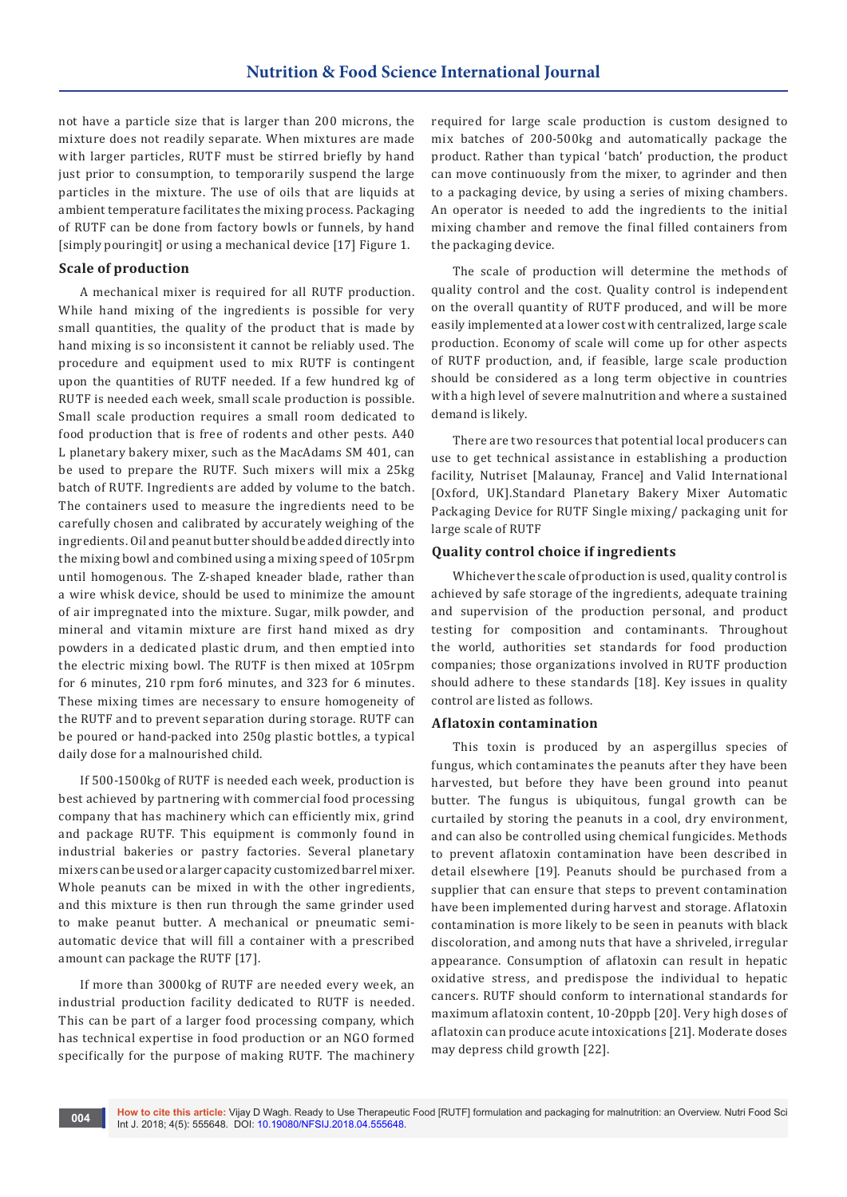not have a particle size that is larger than 200 microns, the mixture does not readily separate. When mixtures are made with larger particles, RUTF must be stirred briefly by hand just prior to consumption, to temporarily suspend the large particles in the mixture. The use of oils that are liquids at ambient temperature facilitates the mixing process. Packaging of RUTF can be done from factory bowls or funnels, by hand [simply pouringit] or using a mechanical device [17] Figure 1.

### Scale of production

A mechanical mixer is required for all RUTF production. While hand mixing of the ingredients is possible for very small quantities, the quality of the product that is made by hand mixing is so inconsistent it cannot be reliably used. The procedure and equipment used to mix RUTF is contingent upon the quantities of RUTF needed. If a few hundred kg of RUTF is needed each week, small scale production is possible. Small scale production requires a small room dedicated to food production that is free of rodents and other pests. A40 L planetary bakery mixer, such as the MacAdams SM 401, can be used to prepare the RUTF. Such mixers will mix a 25kg batch of RUTF. Ingredients are added by volume to the batch. The containers used to measure the ingredients need to be carefully chosen and calibrated by accurately weighing of the ingredients. Oil and peanut butter should be added directly into the mixing bowl and combined using a mixing speed of 105rpm until homogenous. The Z-shaped kneader blade, rather than a wire whisk device, should be used to minimize the amount of air impregnated into the mixture. Sugar, milk powder, and mineral and vitamin mixture are first hand mixed as dry powders in a dedicated plastic drum, and then emptied into the electric mixing bowl. The RUTF is then mixed at 105rpm for 6 minutes, 210 rpm for6 minutes, and 323 for 6 minutes. These mixing times are necessary to ensure homogeneity of the RUTF and to prevent separation during storage. RUTF can be poured or hand-packed into 250g plastic bottles, a typical daily dose for a malnourished child.

If 500-1500kg of RUTF is needed each week, production is best achieved by partnering with commercial food processing company that has machinery which can efficiently mix, grind and package RUTF. This equipment is commonly found in industrial bakeries or pastry factories. Several planetary mixers can be used or a larger capacity customized barrel mixer. Whole peanuts can be mixed in with the other ingredients, and this mixture is then run through the same grinder used to make peanut butter. A mechanical or pneumatic semi-automatic device that will fill a container with a prescribed amount can package the RUTF [17].

If more than 3000kg of RUTF are needed every week, an industrial production facility dedicated to RUTF is needed. This can be part of a larger food processing company, which has technical expertise in food production or an NGO formed specifically for the purpose of making RUTF. The machinery required for large scale production is custom designed to mix batches of 200-500kg and automatically package the product. Rather than typical 'batch' production, the product can move continuously from the mixer, to agrinder and then to a packaging device, by using a series of mixing chambers. An operator is needed to add the ingredients to the initial mixing chamber and remove the final filled containers from the packaging device.

The scale of production will determine the methods of quality control and the cost. Quality control is independent on the overall quantity of RUTF produced, and will be more easily implemented at a lower cost with centralized, large scale production. Economy of scale will come up for other aspects of RUTF production, and, if feasible, large scale production should be considered as a long term objective in countries with a high level of severe malnutrition and where a sustained demand is likely.

There are two resources that potential local producers can use to get technical assistance in establishing a production facility, Nutriset [Malaunay, France] and Valid International [Oxford, UK].Standard Planetary Bakery Mixer Automatic Packaging Device for RUTF Single mixing/ packaging unit for large scale of RUTF

### Quality control choice if ingredients

Whichever the scale of production is used, quality control is achieved by safe storage of the ingredients, adequate training and supervision of the production personal, and product testing for composition and contaminants. Throughout the world, authorities set standards for food production companies; those organizations involved in RUTF production should adhere to these standards [18]. Key issues in quality control are listed as follows.

### Aflatoxin contamination

This toxin is produced by an aspergillus species of fungus, which contaminates the peanuts after they have been harvested, but before they have been ground into peanut butter. The fungus is ubiquitous, fungal growth can be curtailed by storing the peanuts in a cool, dry environment, and can also be controlled using chemical fungicides. Methods to prevent aflatoxin contamination have been described in detail elsewhere [19]. Peanuts should be purchased from a supplier that can ensure that steps to prevent contamination have been implemented during harvest and storage. Aflatoxin contamination is more likely to be seen in peanuts with black discoloration, and among nuts that have a shriveled, irregular appearance. Consumption of aflatoxin can result in hepatic oxidative stress, and predispose the individual to hepatic cancers. RUTF should conform to international standards for maximum aflatoxin content, 10-20ppb [20]. Very high doses of aflatoxin can produce acute intoxications [21]. Moderate doses may depress child growth [22].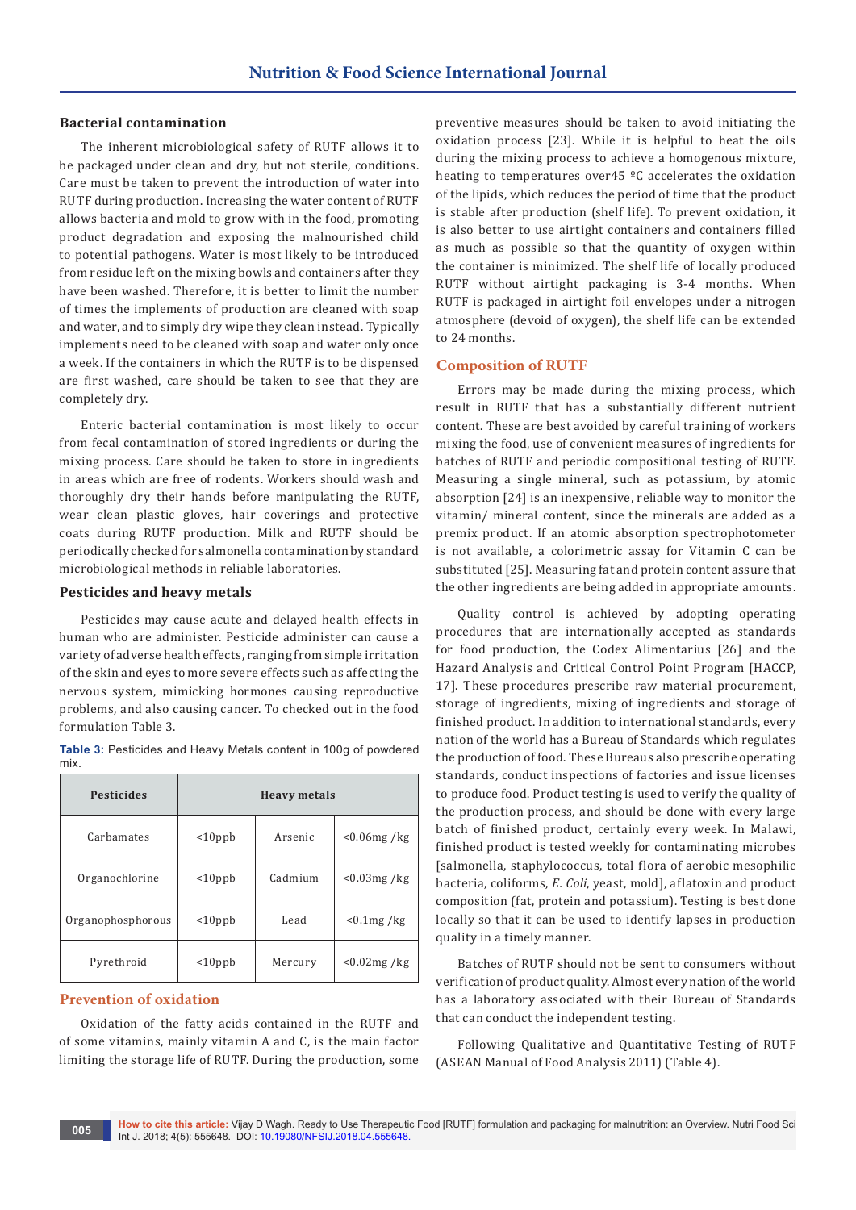### Bacterial contamination

The inherent microbiological safety of RUTF allows it to be packaged under clean and dry, but not sterile, conditions. Care must be taken to prevent the introduction of water into RUTF during production. Increasing the water content of RUTF allows bacteria and mold to grow with in the food, promoting product degradation and exposing the malnourished child to potential pathogens. Water is most likely to be introduced from residue left on the mixing bowls and containers after they have been washed. Therefore, it is better to limit the number of times the implements of production are cleaned with soap and water, and to simply dry wipe they clean instead. Typically implements need to be cleaned with soap and water only once a week. If the containers in which the RUTF is to be dispensed are first washed, care should be taken to see that they are completely dry.

Enteric bacterial contamination is most likely to occur from fecal contamination of stored ingredients or during the mixing process. Care should be taken to store in ingredients in areas which are free of rodents. Workers should wash and thoroughly dry their hands before manipulating the RUTF, wear clean plastic gloves, hair coverings and protective coats during RUTF production. Milk and RUTF should be periodically checked for salmonella contamination by standard microbiological methods in reliable laboratories.

### Pesticides and heavy metals

Pesticides may cause acute and delayed health effects in human who are administer. Pesticide administer can cause a variety of adverse health effects, ranging from simple irritation of the skin and eyes to more severe effects such as affecting the nervous system, mimicking hormones causing reproductive problems, and also causing cancer. To checked out in the food formulation Table 3.

**Table 3:** Pesticides and Heavy Metals content in 100g of powdered mix.

| Pesticides | | Heavy metals | |
|---|---|---|---|
| Carbamates | <10ppb | Arsenic | <0.06mg /kg |
| Organochlorine | <10ppb | Cadmium | <0.03mg /kg |
| Organophosphorous | <10ppb | Lead | <0.1mg /kg |
| Pyrethroid | <10ppb | Mercury | <0.02mg /kg |

## Prevention of oxidation

Oxidation of the fatty acids contained in the RUTF and of some vitamins, mainly vitamin A and C, is the main factor limiting the storage life of RUTF. During the production, some preventive measures should be taken to avoid initiating the oxidation process [23]. While it is helpful to heat the oils during the mixing process to achieve a homogenous mixture, heating to temperatures over45 ºC accelerates the oxidation of the lipids, which reduces the period of time that the product is stable after production (shelf life). To prevent oxidation, it is also better to use airtight containers and containers filled as much as possible so that the quantity of oxygen within the container is minimized. The shelf life of locally produced RUTF without airtight packaging is 3-4 months. When RUTF is packaged in airtight foil envelopes under a nitrogen atmosphere (devoid of oxygen), the shelf life can be extended to 24 months.

## Composition of RUTF

Errors may be made during the mixing process, which result in RUTF that has a substantially different nutrient content. These are best avoided by careful training of workers mixing the food, use of convenient measures of ingredients for batches of RUTF and periodic compositional testing of RUTF. Measuring a single mineral, such as potassium, by atomic absorption [24] is an inexpensive, reliable way to monitor the vitamin/ mineral content, since the minerals are added as a premix product. If an atomic absorption spectrophotometer is not available, a colorimetric assay for Vitamin C can be substituted [25]. Measuring fat and protein content assure that the other ingredients are being added in appropriate amounts.

Quality control is achieved by adopting operating procedures that are internationally accepted as standards for food production, the Codex Alimentarius [26] and the Hazard Analysis and Critical Control Point Program [HACCP, 17]. These procedures prescribe raw material procurement, storage of ingredients, mixing of ingredients and storage of finished product. In addition to international standards, every nation of the world has a Bureau of Standards which regulates the production of food. These Bureaus also prescribe operating standards, conduct inspections of factories and issue licenses to produce food. Product testing is used to verify the quality of the production process, and should be done with every large batch of finished product, certainly every week. In Malawi, finished product is tested weekly for contaminating microbes [salmonella, staphylococcus, total flora of aerobic mesophilic bacteria, coliforms, *E. Coli*, yeast, mold], aflatoxin and product composition (fat, protein and potassium). Testing is best done locally so that it can be used to identify lapses in production quality in a timely manner.

Batches of RUTF should not be sent to consumers without verification of product quality. Almost every nation of the world has a laboratory associated with their Bureau of Standards that can conduct the independent testing.

Following Qualitative and Quantitative Testing of RUTF (ASEAN Manual of Food Analysis 2011) (Table 4).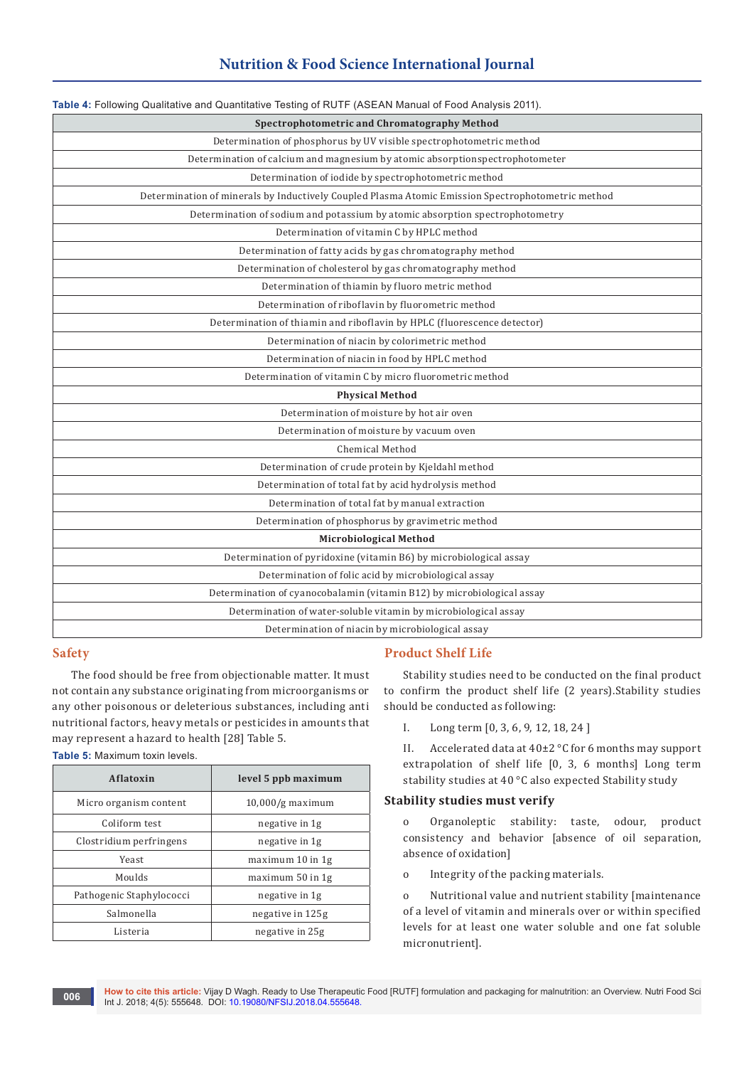**Table 4:** Following Qualitative and Quantitative Testing of RUTF (ASEAN Manual of Food Analysis 2011).

| Spectrophotometric and Chromatography Method |
|---|
| Determination of phosphorus by UV visible spectrophotometric method |
| Determination of calcium and magnesium by atomic absorptionspectrophotometer |
| Determination of iodide by spectrophotometric method |
| Determination of minerals by Inductively Coupled Plasma Atomic Emission Spectrophotometric method |
| Determination of sodium and potassium by atomic absorption spectrophotometry |
| Determination of vitamin C by HPLC method |
| Determination of fatty acids by gas chromatography method |
| Determination of cholesterol by gas chromatography method |
| Determination of thiamin by fluoro metric method |
| Determination of riboflavin by fluorometric method |
| Determination of thiamin and riboflavin by HPLC (fluorescence detector) |
| Determination of niacin by colorimetric method |
| Determination of niacin in food by HPLC method |
| Determination of vitamin C by micro fluorometric method |
| **Physical Method** |
| Determination of moisture by hot air oven |
| Determination of moisture by vacuum oven |
| Chemical Method |
| Determination of crude protein by Kjeldahl method |
| Determination of total fat by acid hydrolysis method |
| Determination of total fat by manual extraction |
| Determination of phosphorus by gravimetric method |
| **Microbiological Method** |
| Determination of pyridoxine (vitamin B6) by microbiological assay |
| Determination of folic acid by microbiological assay |
| Determination of cyanocobalamin (vitamin B12) by microbiological assay |
| Determination of water-soluble vitamin by microbiological assay |
| Determination of niacin by microbiological assay |

## Safety

The food should be free from objectionable matter. It must not contain any substance originating from microorganisms or any other poisonous or deleterious substances, including anti nutritional factors, heavy metals or pesticides in amounts that may represent a hazard to health [28] Table 5.

**Table 5:** Maximum toxin levels.

| Aflatoxin | level 5 ppb maximum |
|---|---|
| Micro organism content | 10,000/g maximum |
| Coliform test | negative in 1g |
| Clostridium perfringens | negative in 1g |
| Yeast | maximum 10 in 1g |
| Moulds | maximum 50 in 1g |
| Pathogenic Staphylococci | negative in 1g |
| Salmonella | negative in 125g |
| Listeria | negative in 25g |

## Product Shelf Life

Stability studies need to be conducted on the final product to confirm the product shelf life (2 years).Stability studies should be conducted as following:

I. Long term [0, 3, 6, 9, 12, 18, 24 ]

II. Accelerated data at 40±2 °C for 6 months may support extrapolation of shelf life [0, 3, 6 months] Long term stability studies at 40 °C also expected Stability study

### Stability studies must verify

- Organoleptic stability: taste, odour, product consistency and behavior [absence of oil separation, absence of oxidation]
- Integrity of the packing materials.
- Nutritional value and nutrient stability [maintenance of a level of vitamin and minerals over or within specified levels for at least one water soluble and one fat soluble micronutrient].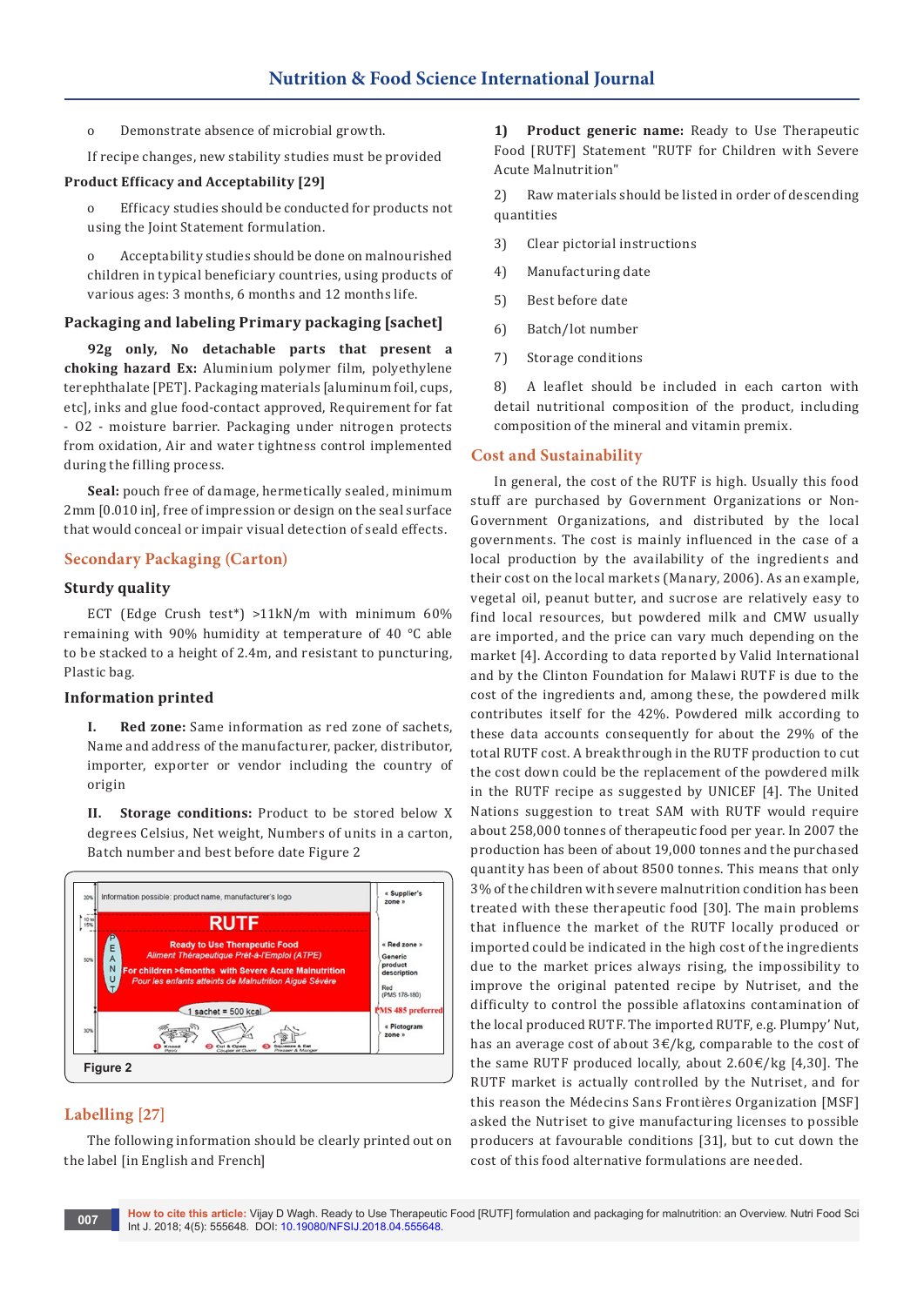o Demonstrate absence of microbial growth.

If recipe changes, new stability studies must be provided

**Product Efficacy and Acceptability [29]**

o Efficacy studies should be conducted for products not using the Joint Statement formulation.

o Acceptability studies should be done on malnourished children in typical beneficiary countries, using products of various ages: 3 months, 6 months and 12 months life.

### Packaging and labeling Primary packaging [sachet]

**92g only, No detachable parts that present a choking hazard Ex:** Aluminium polymer film, polyethylene terephthalate [PET]. Packaging materials [aluminum foil, cups, etc], inks and glue food-contact approved, Requirement for fat - O2 - moisture barrier. Packaging under nitrogen protects from oxidation, Air and water tightness control implemented during the filling process.

**Seal:** pouch free of damage, hermetically sealed, minimum 2mm [0.010 in], free of impression or design on the seal surface that would conceal or impair visual detection of seald effects.

## Secondary Packaging (Carton)

### Sturdy quality

ECT (Edge Crush test*) >11kN/m with minimum 60% remaining with 90% humidity at temperature of 40 °C able to be stacked to a height of 2.4m, and resistant to puncturing, Plastic bag.

### Information printed

**I. Red zone:** Same information as red zone of sachets, Name and address of the manufacturer, packer, distributor, importer, exporter or vendor including the country of origin

**II. Storage conditions:** Product to be stored below X degrees Celsius, Net weight, Numbers of units in a carton, Batch number and best before date Figure 2

Figure 2

## Labelling [27]

The following information should be clearly printed out on the label [in English and French]

1) **Product generic name:** Ready to Use Therapeutic Food [RUTF] Statement "RUTF for Children with Severe Acute Malnutrition"

2) Raw materials should be listed in order of descending quantities

3) Clear pictorial instructions

4) Manufacturing date

5) Best before date

6) Batch/lot number

7) Storage conditions

8) A leaflet should be included in each carton with detail nutritional composition of the product, including composition of the mineral and vitamin premix.

## Cost and Sustainability

In general, the cost of the RUTF is high. Usually this food stuff are purchased by Government Organizations or Non-Government Organizations, and distributed by the local governments. The cost is mainly influenced in the case of a local production by the availability of the ingredients and their cost on the local markets (Manary, 2006). As an example, vegetal oil, peanut butter, and sucrose are relatively easy to find local resources, but powdered milk and CMW usually are imported, and the price can vary much depending on the market [4]. According to data reported by Valid International and by the Clinton Foundation for Malawi RUTF is due to the cost of the ingredients and, among these, the powdered milk contributes itself for the 42%. Powdered milk according to these data accounts consequently for about the 29% of the total RUTF cost. A breakthrough in the RUTF production to cut the cost down could be the replacement of the powdered milk in the RUTF recipe as suggested by UNICEF [4]. The United Nations suggestion to treat SAM with RUTF would require about 258,000 tonnes of therapeutic food per year. In 2007 the production has been of about 19,000 tonnes and the purchased quantity has been of about 8500 tonnes. This means that only 3% of the children with severe malnutrition condition has been treated with these therapeutic food [30]. The main problems that influence the market of the RUTF locally produced or imported could be indicated in the high cost of the ingredients due to the market prices always rising, the impossibility to improve the original patented recipe by Nutriset, and the difficulty to control the possible aflatoxins contamination of the local produced RUTF. The imported RUTF, e.g. Plumpy' Nut, has an average cost of about 3€/kg, comparable to the cost of the same RUTF produced locally, about 2.60€/kg [4,30]. The RUTF market is actually controlled by the Nutriset, and for this reason the Médecins Sans Frontières Organization [MSF] asked the Nutriset to give manufacturing licenses to possible producers at favourable conditions [31], but to cut down the cost of this food alternative formulations are needed.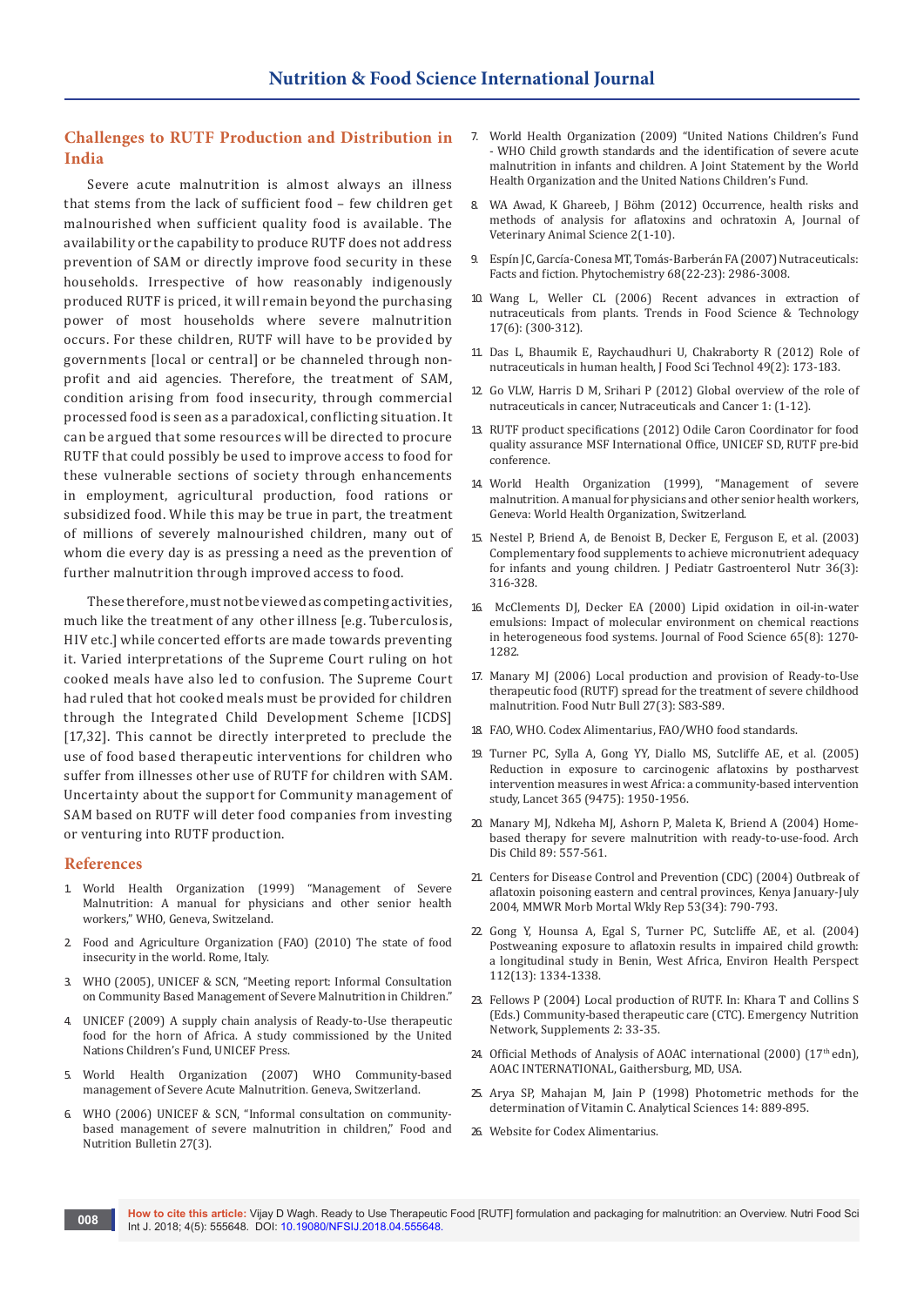## Challenges to RUTF Production and Distribution in India

Severe acute malnutrition is almost always an illness that stems from the lack of sufficient food – few children get malnourished when sufficient quality food is available. The availability or the capability to produce RUTF does not address prevention of SAM or directly improve food security in these households. Irrespective of how reasonably indigenously produced RUTF is priced, it will remain beyond the purchasing power of most households where severe malnutrition occurs. For these children, RUTF will have to be provided by governments [local or central] or be channeled through non-profit and aid agencies. Therefore, the treatment of SAM, condition arising from food insecurity, through commercial processed food is seen as a paradoxical, conflicting situation. It can be argued that some resources will be directed to procure RUTF that could possibly be used to improve access to food for these vulnerable sections of society through enhancements in employment, agricultural production, food rations or subsidized food. While this may be true in part, the treatment of millions of severely malnourished children, many out of whom die every day is as pressing a need as the prevention of further malnutrition through improved access to food.

These therefore, must not be viewed as competing activities, much like the treatment of any other illness [e.g. Tuberculosis, HIV etc.] while concerted efforts are made towards preventing it. Varied interpretations of the Supreme Court ruling on hot cooked meals have also led to confusion. The Supreme Court had ruled that hot cooked meals must be provided for children through the Integrated Child Development Scheme [ICDS] [17,32]. This cannot be directly interpreted to preclude the use of food based therapeutic interventions for children who suffer from illnesses other use of RUTF for children with SAM. Uncertainty about the support for Community management of SAM based on RUTF will deter food companies from investing or venturing into RUTF production.

## References

1. World Health Organization (1999) "Management of Severe Malnutrition: A manual for physicians and other senior health workers," WHO, Geneva, Switzerland.
2. Food and Agriculture Organization (FAO) (2010) The state of food insecurity in the world. Rome, Italy.
3. WHO (2005), UNICEF & SCN, "Meeting report: Informal Consultation on Community Based Management of Severe Malnutrition in Children."
4. UNICEF (2009) A supply chain analysis of Ready-to-Use therapeutic food for the horn of Africa. A study commissioned by the United Nations Children's Fund, UNICEF Press.
5. World Health Organization (2007) WHO Community-based management of Severe Acute Malnutrition. Geneva, Switzerland.
6. WHO (2006) UNICEF & SCN, "Informal consultation on community-based management of severe malnutrition in children," Food and Nutrition Bulletin 27(3).
7. World Health Organization (2009) "United Nations Children's Fund - WHO Child growth standards and the identification of severe acute malnutrition in infants and children. A Joint Statement by the World Health Organization and the United Nations Children's Fund.
8. WA Awad, K Ghareeb, J Böhm (2012) Occurrence, health risks and methods of analysis for aflatoxins and ochratoxin A, Journal of Veterinary Animal Science 2(1-10).
9. Espín JC, García-Conesa MT, Tomás-Barberán FA (2007) Nutraceuticals: Facts and fiction. Phytochemistry 68(22-23): 2986-3008.
10. Wang L, Weller CL (2006) Recent advances in extraction of nutraceuticals from plants. Trends in Food Science & Technology 17(6): (300-312).
11. Das L, Bhaumik E, Raychaudhuri U, Chakraborty R (2012) Role of nutraceuticals in human health, J Food Sci Technol 49(2): 173-183.
12. Go VLW, Harris D M, Srihari P (2012) Global overview of the role of nutraceuticals in cancer, Nutraceuticals and Cancer 1: (1-12).
13. RUTF product specifications (2012) Odile Caron Coordinator for food quality assurance MSF International Office, UNICEF SD, RUTF pre-bid conference.
14. World Health Organization (1999), "Management of severe malnutrition. A manual for physicians and other senior health workers, Geneva: World Health Organization, Switzerland.
15. Nestel P, Briend A, de Benoist B, Decker E, Ferguson E, et al. (2003) Complementary food supplements to achieve micronutrient adequacy for infants and young children. J Pediatr Gastroenterol Nutr 36(3): 316-328.
16. McClements DJ, Decker EA (2000) Lipid oxidation in oil-in-water emulsions: Impact of molecular environment on chemical reactions in heterogeneous food systems. Journal of Food Science 65(8): 1270-1282.
17. Manary MJ (2006) Local production and provision of Ready-to-Use therapeutic food (RUTF) spread for the treatment of severe childhood malnutrition. Food Nutr Bull 27(3): S83-S89.
18. FAO, WHO. Codex Alimentarius, FAO/WHO food standards.
19. Turner PC, Sylla A, Gong YY, Diallo MS, Sutcliffe AE, et al. (2005) Reduction in exposure to carcinogenic aflatoxins by postharvest intervention measures in west Africa: a community-based intervention study, Lancet 365 (9475): 1950-1956.
20. Manary MJ, Ndkeha MJ, Ashorn P, Maleta K, Briend A (2004) Home-based therapy for severe malnutrition with ready-to-use-food. Arch Dis Child 89: 557-561.
21. Centers for Disease Control and Prevention (CDC) (2004) Outbreak of aflatoxin poisoning eastern and central provinces, Kenya January-July 2004, MMWR Morb Mortal Wkly Rep 53(34): 790-793.
22. Gong Y, Hounsa A, Egal S, Turner PC, Sutcliffe AE, et al. (2004) Postweaning exposure to aflatoxin results in impaired child growth: a longitudinal study in Benin, West Africa, Environ Health Perspect 112(13): 1334-1338.
23. Fellows P (2004) Local production of RUTF. In: Khara T and Collins S (Eds.) Community-based therapeutic care (CTC). Emergency Nutrition Network, Supplements 2: 33-35.
24. Official Methods of Analysis of AOAC international (2000) (17th edn), AOAC INTERNATIONAL, Gaithersburg, MD, USA.
25. Arya SP, Mahajan M, Jain P (1998) Photometric methods for the determination of Vitamin C. Analytical Sciences 14: 889-895.
26. Website for Codex Alimentarius.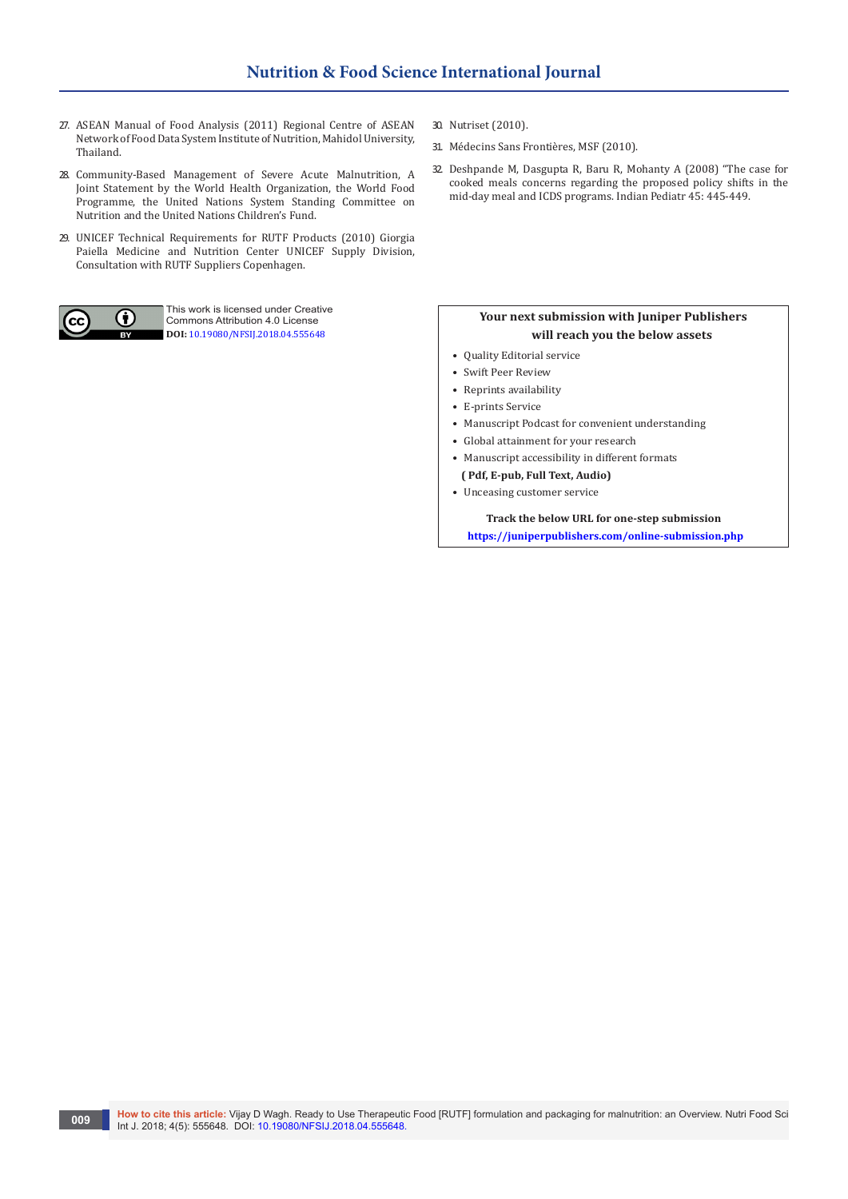27. ASEAN Manual of Food Analysis (2011) Regional Centre of ASEAN Network of Food Data System Institute of Nutrition, Mahidol University, Thailand.
28. Community-Based Management of Severe Acute Malnutrition, A Joint Statement by the World Health Organization, the World Food Programme, the United Nations System Standing Committee on Nutrition and the United Nations Children's Fund.
29. UNICEF Technical Requirements for RUTF Products (2010) Giorgia Paiella Medicine and Nutrition Center UNICEF Supply Division, Consultation with RUTF Suppliers Copenhagen.
30. Nutriset (2010).
31. Médecins Sans Frontières, MSF (2010).
32. Deshpande M, Dasgupta R, Baru R, Mohanty A (2008) "The case for cooked meals concerns regarding the proposed policy shifts in the mid-day meal and ICDS programs. Indian Pediatr 45: 445-449.

This work is licensed under Creative Commons Attribution 4.0 License
**DOI:** 10.19080/NFSIJ.2018.04.555648

**Your next submission with Juniper Publishers will reach you the below assets**

- Quality Editorial service
- Swift Peer Review
- Reprints availability
- E-prints Service
- Manuscript Podcast for convenient understanding
- Global attainment for your research
- Manuscript accessibility in different formats

  **( Pdf, E-pub, Full Text, Audio)**
- Unceasing customer service

**Track the below URL for one-step submission**
**https://juniperpublishers.com/online-submission.php**